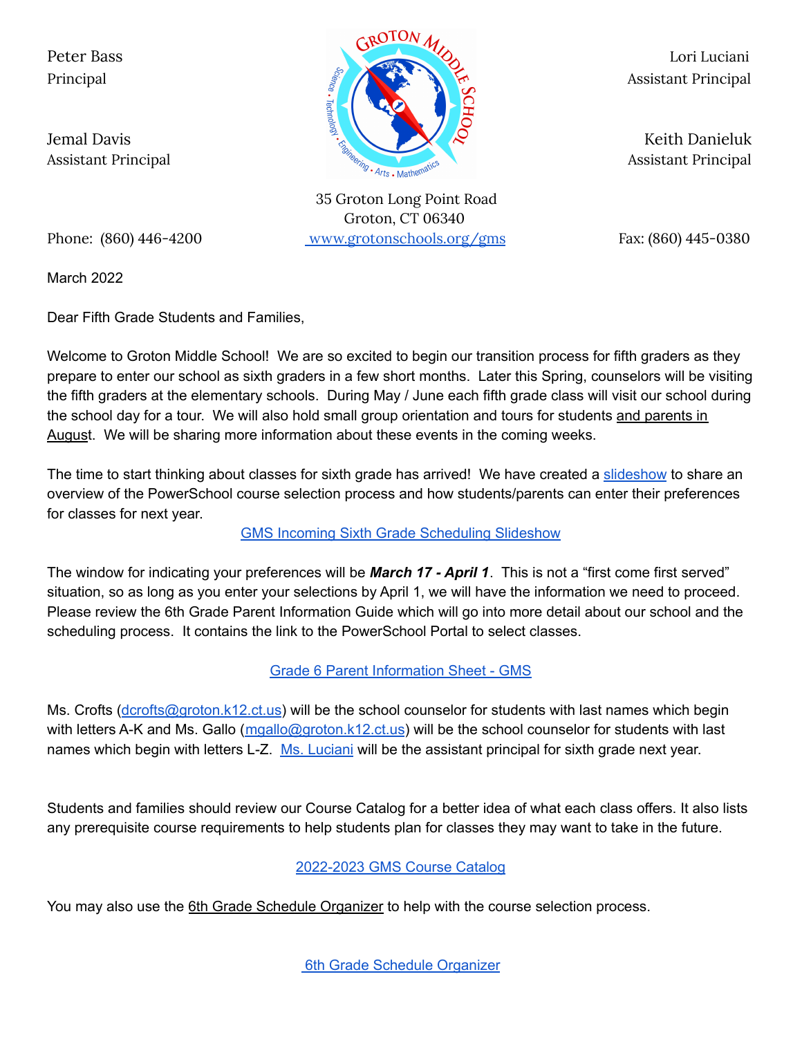Peter Bass
Principal

Jemal Davis
Assistant Principal

Lori Luciani
Assistant Principal

Keith Danieluk
Assistant Principal

35 Groton Long Point Road
Groton, CT 06340

Phone: (860) 446-4200 www.grotonschools.org/gms Fax: (860) 445-0380

March 2022

Dear Fifth Grade Students and Families,

Welcome to Groton Middle School! We are so excited to begin our transition process for fifth graders as they prepare to enter our school as sixth graders in a few short months. Later this Spring, counselors will be visiting the fifth graders at the elementary schools. During May / June each fifth grade class will visit our school during the school day for a tour. We will also hold small group orientation and tours for students and parents in August. We will be sharing more information about these events in the coming weeks.

The time to start thinking about classes for sixth grade has arrived! We have created a slideshow to share an overview of the PowerSchool course selection process and how students/parents can enter their preferences for classes for next year.

GMS Incoming Sixth Grade Scheduling Slideshow

The window for indicating your preferences will be ***March 17 - April 1***. This is not a "first come first served" situation, so as long as you enter your selections by April 1, we will have the information we need to proceed. Please review the 6th Grade Parent Information Guide which will go into more detail about our school and the scheduling process. It contains the link to the PowerSchool Portal to select classes.

Grade 6 Parent Information Sheet - GMS

Ms. Crofts (dcrofts@groton.k12.ct.us) will be the school counselor for students with last names which begin with letters A-K and Ms. Gallo (mgallo@groton.k12.ct.us) will be the school counselor for students with last names which begin with letters L-Z. Ms. Luciani will be the assistant principal for sixth grade next year.

Students and families should review our Course Catalog for a better idea of what each class offers. It also lists any prerequisite course requirements to help students plan for classes they may want to take in the future.

2022-2023 GMS Course Catalog

You may also use the 6th Grade Schedule Organizer to help with the course selection process.

6th Grade Schedule Organizer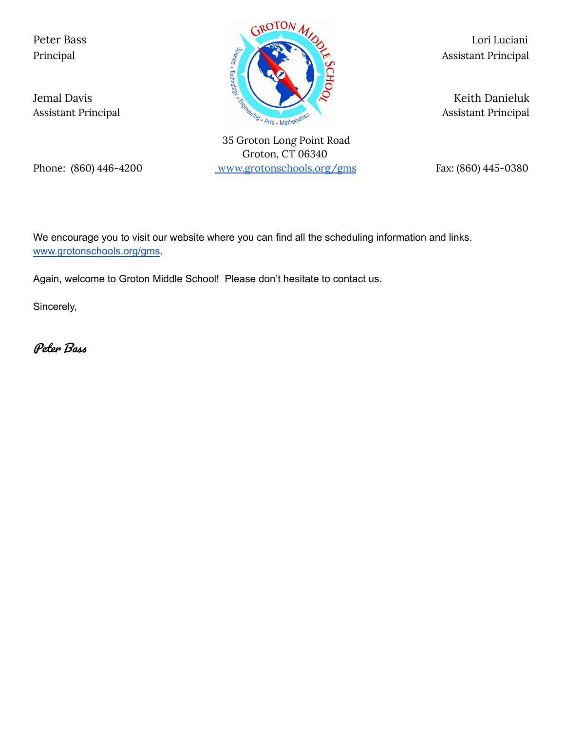Peter Bass
Principal

Jemal Davis
Assistant Principal

Lori Luciani
Assistant Principal

Keith Danieluk
Assistant Principal

35 Groton Long Point Road
Groton, CT 06340

Phone: (860) 446-4200 www.grotonschools.org/gms Fax: (860) 445-0380

We encourage you to visit our website where you can find all the scheduling information and links. www.grotonschools.org/gms.

Again, welcome to Groton Middle School! Please don't hesitate to contact us.

Sincerely,

*Peter Bass*